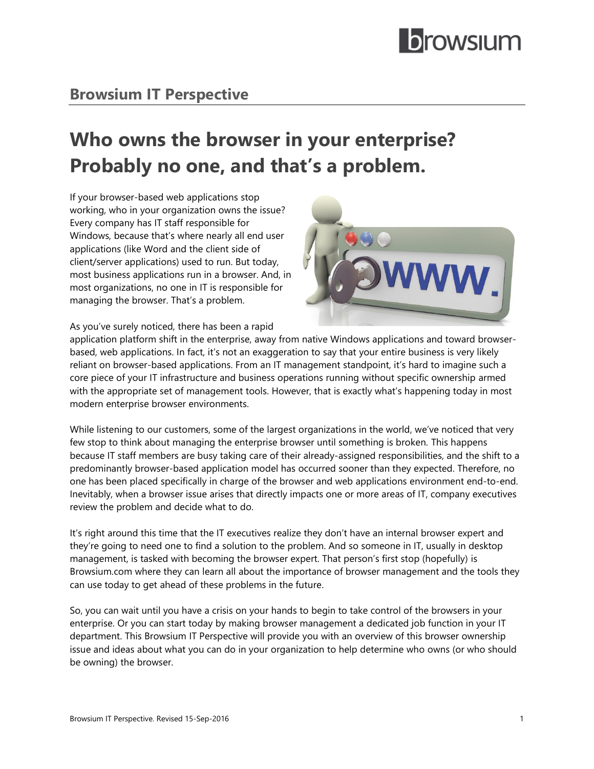## Browsium IT Perspective

# Who owns the browser in your enterprise? Probably no one, and that's a problem.

If your browser-based web applications stop working, who in your organization owns the issue? Every company has IT staff responsible for Windows, because that's where nearly all end user applications (like Word and the client side of client/server applications) used to run. But today, most business applications run in a browser. And, in most organizations, no one in IT is responsible for managing the browser. That's a problem.

As you've surely noticed, there has been a rapid application platform shift in the enterprise, away from native Windows applications and toward browser-based, web applications. In fact, it's not an exaggeration to say that your entire business is very likely reliant on browser-based applications. From an IT management standpoint, it's hard to imagine such a core piece of your IT infrastructure and business operations running without specific ownership armed with the appropriate set of management tools. However, that is exactly what's happening today in most modern enterprise browser environments.

While listening to our customers, some of the largest organizations in the world, we've noticed that very few stop to think about managing the enterprise browser until something is broken. This happens because IT staff members are busy taking care of their already-assigned responsibilities, and the shift to a predominantly browser-based application model has occurred sooner than they expected. Therefore, no one has been placed specifically in charge of the browser and web applications environment end-to-end. Inevitably, when a browser issue arises that directly impacts one or more areas of IT, company executives review the problem and decide what to do.

It's right around this time that the IT executives realize they don't have an internal browser expert and they're going to need one to find a solution to the problem. And so someone in IT, usually in desktop management, is tasked with becoming the browser expert. That person's first stop (hopefully) is Browsium.com where they can learn all about the importance of browser management and the tools they can use today to get ahead of these problems in the future.

So, you can wait until you have a crisis on your hands to begin to take control of the browsers in your enterprise. Or you can start today by making browser management a dedicated job function in your IT department. This Browsium IT Perspective will provide you with an overview of this browser ownership issue and ideas about what you can do in your organization to help determine who owns (or who should be owning) the browser.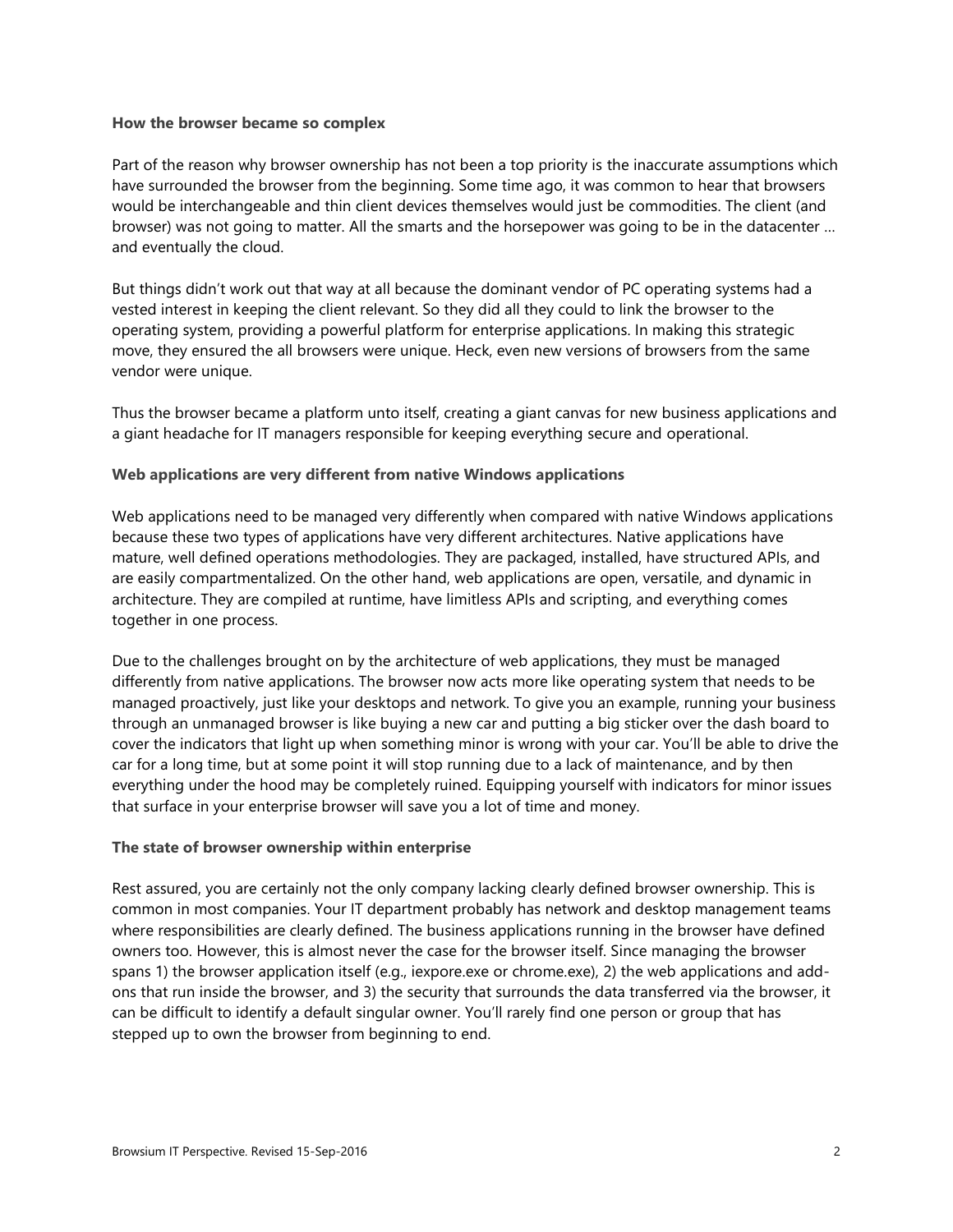**How the browser became so complex**

Part of the reason why browser ownership has not been a top priority is the inaccurate assumptions which have surrounded the browser from the beginning. Some time ago, it was common to hear that browsers would be interchangeable and thin client devices themselves would just be commodities. The client (and browser) was not going to matter. All the smarts and the horsepower was going to be in the datacenter … and eventually the cloud.

But things didn't work out that way at all because the dominant vendor of PC operating systems had a vested interest in keeping the client relevant. So they did all they could to link the browser to the operating system, providing a powerful platform for enterprise applications. In making this strategic move, they ensured the all browsers were unique. Heck, even new versions of browsers from the same vendor were unique.

Thus the browser became a platform unto itself, creating a giant canvas for new business applications and a giant headache for IT managers responsible for keeping everything secure and operational.

**Web applications are very different from native Windows applications**

Web applications need to be managed very differently when compared with native Windows applications because these two types of applications have very different architectures. Native applications have mature, well defined operations methodologies. They are packaged, installed, have structured APIs, and are easily compartmentalized. On the other hand, web applications are open, versatile, and dynamic in architecture. They are compiled at runtime, have limitless APIs and scripting, and everything comes together in one process.

Due to the challenges brought on by the architecture of web applications, they must be managed differently from native applications. The browser now acts more like operating system that needs to be managed proactively, just like your desktops and network. To give you an example, running your business through an unmanaged browser is like buying a new car and putting a big sticker over the dash board to cover the indicators that light up when something minor is wrong with your car. You'll be able to drive the car for a long time, but at some point it will stop running due to a lack of maintenance, and by then everything under the hood may be completely ruined. Equipping yourself with indicators for minor issues that surface in your enterprise browser will save you a lot of time and money.

**The state of browser ownership within enterprise**

Rest assured, you are certainly not the only company lacking clearly defined browser ownership. This is common in most companies. Your IT department probably has network and desktop management teams where responsibilities are clearly defined. The business applications running in the browser have defined owners too. However, this is almost never the case for the browser itself. Since managing the browser spans 1) the browser application itself (e.g., iexpore.exe or chrome.exe), 2) the web applications and add-ons that run inside the browser, and 3) the security that surrounds the data transferred via the browser, it can be difficult to identify a default singular owner. You'll rarely find one person or group that has stepped up to own the browser from beginning to end.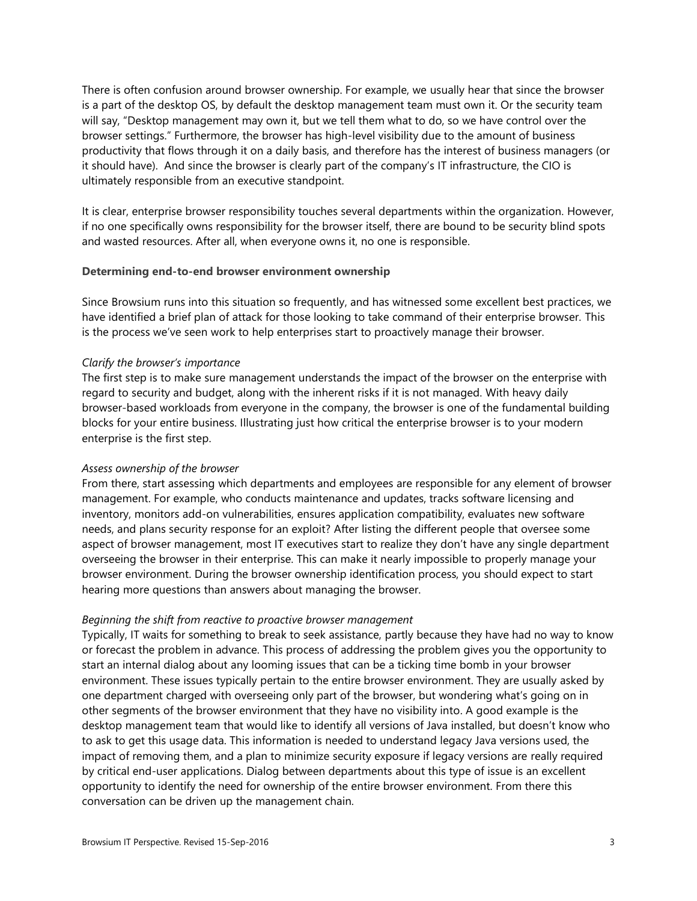There is often confusion around browser ownership. For example, we usually hear that since the browser is a part of the desktop OS, by default the desktop management team must own it. Or the security team will say, "Desktop management may own it, but we tell them what to do, so we have control over the browser settings." Furthermore, the browser has high-level visibility due to the amount of business productivity that flows through it on a daily basis, and therefore has the interest of business managers (or it should have). And since the browser is clearly part of the company's IT infrastructure, the CIO is ultimately responsible from an executive standpoint.

It is clear, enterprise browser responsibility touches several departments within the organization. However, if no one specifically owns responsibility for the browser itself, there are bound to be security blind spots and wasted resources. After all, when everyone owns it, no one is responsible.

**Determining end-to-end browser environment ownership**

Since Browsium runs into this situation so frequently, and has witnessed some excellent best practices, we have identified a brief plan of attack for those looking to take command of their enterprise browser. This is the process we've seen work to help enterprises start to proactively manage their browser.

*Clarify the browser's importance*

The first step is to make sure management understands the impact of the browser on the enterprise with regard to security and budget, along with the inherent risks if it is not managed. With heavy daily browser-based workloads from everyone in the company, the browser is one of the fundamental building blocks for your entire business. Illustrating just how critical the enterprise browser is to your modern enterprise is the first step.

*Assess ownership of the browser*

From there, start assessing which departments and employees are responsible for any element of browser management. For example, who conducts maintenance and updates, tracks software licensing and inventory, monitors add-on vulnerabilities, ensures application compatibility, evaluates new software needs, and plans security response for an exploit? After listing the different people that oversee some aspect of browser management, most IT executives start to realize they don't have any single department overseeing the browser in their enterprise. This can make it nearly impossible to properly manage your browser environment. During the browser ownership identification process, you should expect to start hearing more questions than answers about managing the browser.

*Beginning the shift from reactive to proactive browser management*

Typically, IT waits for something to break to seek assistance, partly because they have had no way to know or forecast the problem in advance. This process of addressing the problem gives you the opportunity to start an internal dialog about any looming issues that can be a ticking time bomb in your browser environment. These issues typically pertain to the entire browser environment. They are usually asked by one department charged with overseeing only part of the browser, but wondering what's going on in other segments of the browser environment that they have no visibility into. A good example is the desktop management team that would like to identify all versions of Java installed, but doesn't know who to ask to get this usage data. This information is needed to understand legacy Java versions used, the impact of removing them, and a plan to minimize security exposure if legacy versions are really required by critical end-user applications. Dialog between departments about this type of issue is an excellent opportunity to identify the need for ownership of the entire browser environment. From there this conversation can be driven up the management chain.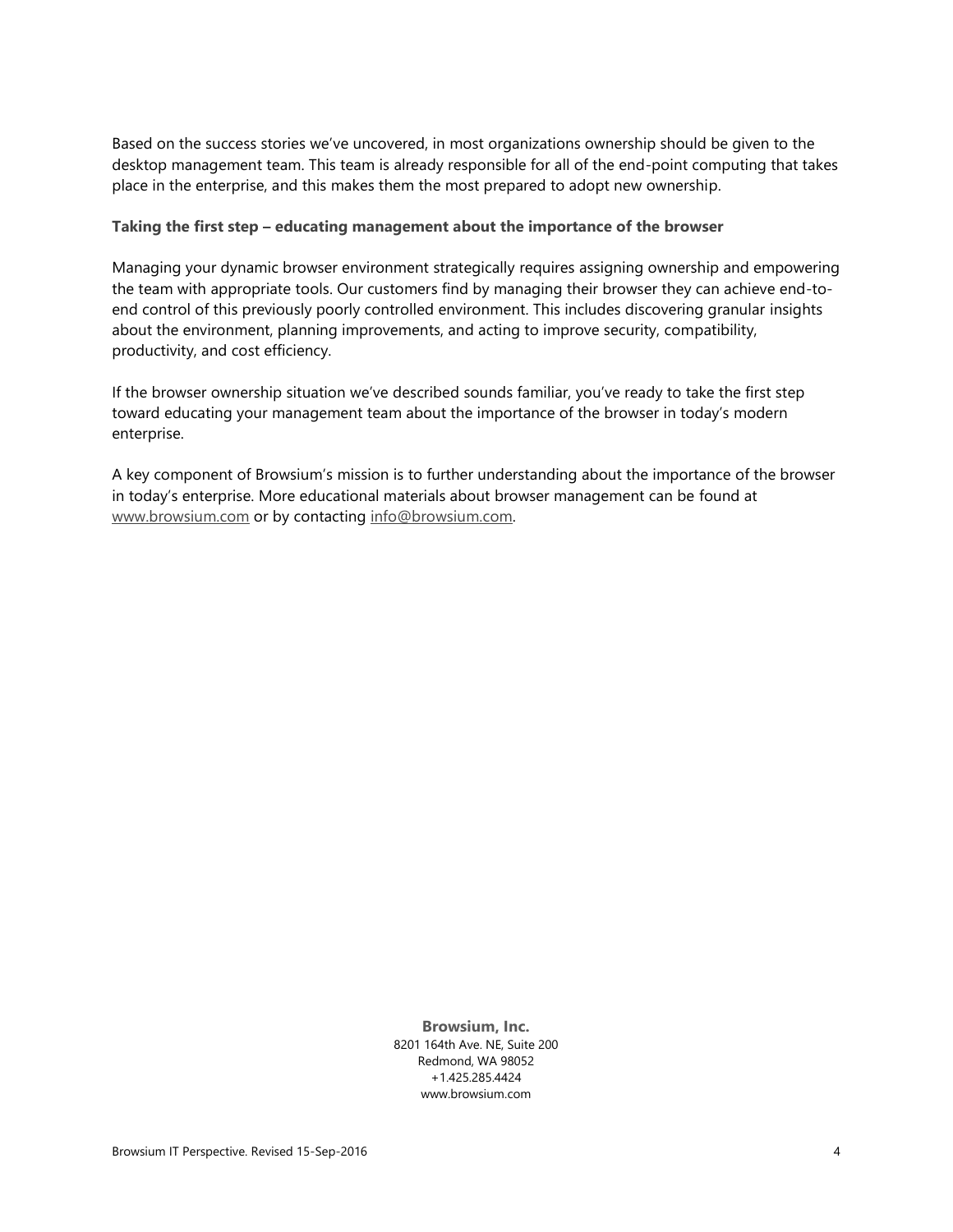Based on the success stories we've uncovered, in most organizations ownership should be given to the desktop management team. This team is already responsible for all of the end-point computing that takes place in the enterprise, and this makes them the most prepared to adopt new ownership.

**Taking the first step – educating management about the importance of the browser**

Managing your dynamic browser environment strategically requires assigning ownership and empowering the team with appropriate tools. Our customers find by managing their browser they can achieve end-to-end control of this previously poorly controlled environment. This includes discovering granular insights about the environment, planning improvements, and acting to improve security, compatibility, productivity, and cost efficiency.

If the browser ownership situation we've described sounds familiar, you've ready to take the first step toward educating your management team about the importance of the browser in today's modern enterprise.

A key component of Browsium's mission is to further understanding about the importance of the browser in today's enterprise. More educational materials about browser management can be found at www.browsium.com or by contacting info@browsium.com.

**Browsium, Inc.**
8201 164th Ave. NE, Suite 200
Redmond, WA 98052
+1.425.285.4424
www.browsium.com